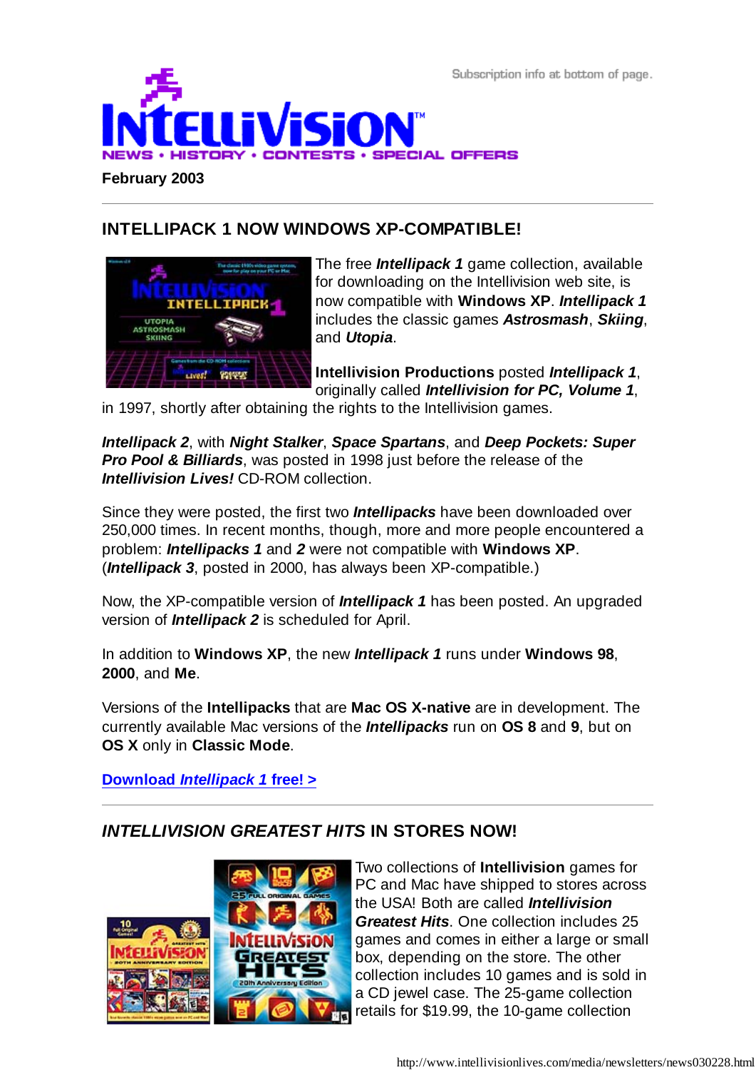Subscription info at bottom of page.

# INTELLIVISION™

NEWS • HISTORY • CONTESTS • SPECIAL OFFERS

**February 2003**

---

## INTELLIPACK 1 NOW WINDOWS XP-COMPATIBLE!

The free ***Intellipack 1*** game collection, available for downloading on the Intellivision web site, is now compatible with **Windows XP**. ***Intellipack 1*** includes the classic games ***Astrosmash***, ***Skiing***, and ***Utopia***.

**Intellivision Productions** posted ***Intellipack 1***, originally called ***Intellivision for PC, Volume 1***, in 1997, shortly after obtaining the rights to the Intellivision games.

***Intellipack 2***, with ***Night Stalker***, ***Space Spartans***, and ***Deep Pockets: Super Pro Pool & Billiards***, was posted in 1998 just before the release of the ***Intellivision Lives!*** CD-ROM collection.

Since they were posted, the first two ***Intellipacks*** have been downloaded over 250,000 times. In recent months, though, more and more people encountered a problem: ***Intellipacks 1*** and ***2*** were not compatible with **Windows XP**. (***Intellipack 3***, posted in 2000, has always been XP-compatible.)

Now, the XP-compatible version of ***Intellipack 1*** has been posted. An upgraded version of ***Intellipack 2*** is scheduled for April.

In addition to **Windows XP**, the new ***Intellipack 1*** runs under **Windows 98**, **2000**, and **Me**.

Versions of the **Intellipacks** that are **Mac OS X-native** are in development. The currently available Mac versions of the ***Intellipacks*** run on **OS 8** and **9**, but on **OS X** only in **Classic Mode**.

**Download *Intellipack 1* free! >**

---

## *INTELLIVISION GREATEST HITS* IN STORES NOW!

Two collections of **Intellivision** games for PC and Mac have shipped to stores across the USA! Both are called ***Intellivision Greatest Hits***. One collection includes 25 games and comes in either a large or small box, depending on the store. The other collection includes 10 games and is sold in a CD jewel case. The 25-game collection retails for $19.99, the 10-game collection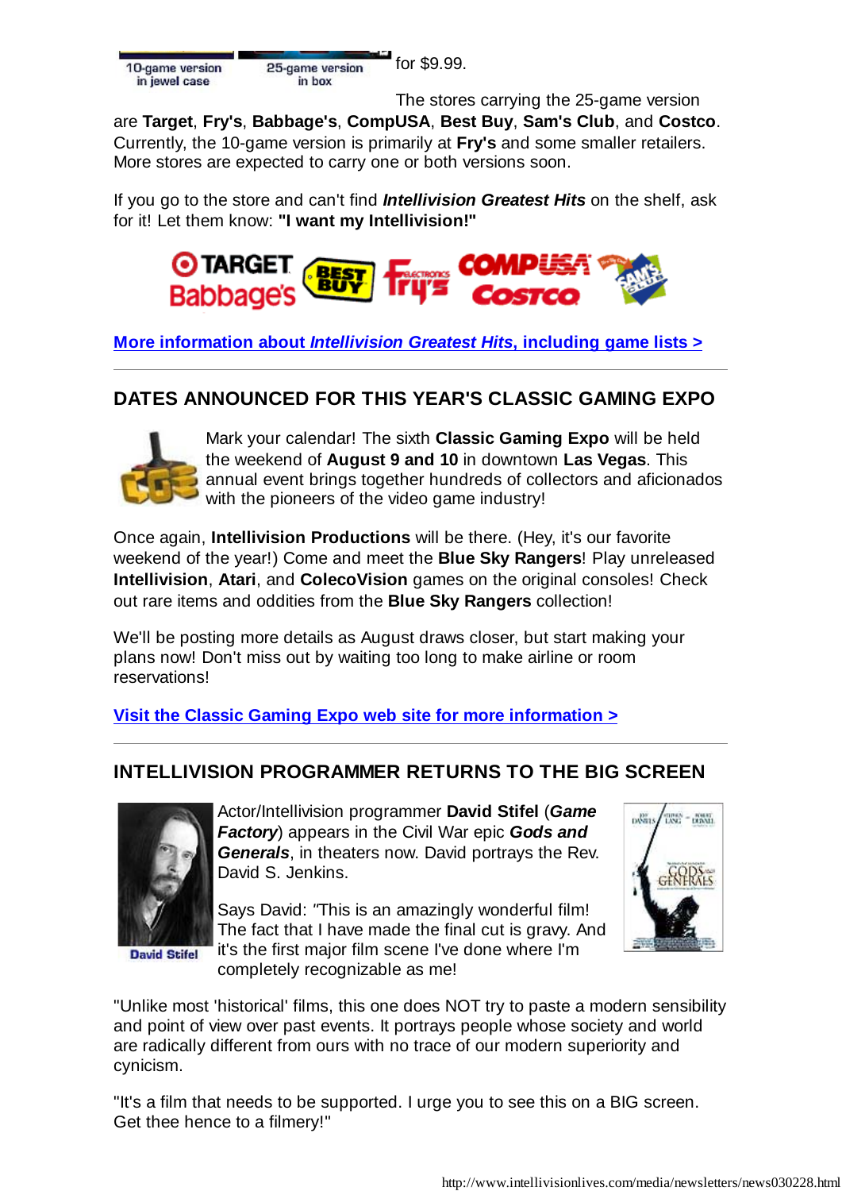10-game version in jewel case

25-game version in box

for $9.99.

The stores carrying the 25-game version are **Target**, **Fry's**, **Babbage's**, **CompUSA**, **Best Buy**, **Sam's Club**, and **Costco**. Currently, the 10-game version is primarily at **Fry's** and some smaller retailers. More stores are expected to carry one or both versions soon.

If you go to the store and can't find ***Intellivision Greatest Hits*** on the shelf, ask for it! Let them know: **"I want my Intellivision!"**

**More information about *Intellivision Greatest Hits*, including game lists >**

---

## DATES ANNOUNCED FOR THIS YEAR'S CLASSIC GAMING EXPO

Mark your calendar! The sixth **Classic Gaming Expo** will be held the weekend of **August 9 and 10** in downtown **Las Vegas**. This annual event brings together hundreds of collectors and aficionados with the pioneers of the video game industry!

Once again, **Intellivision Productions** will be there. (Hey, it's our favorite weekend of the year!) Come and meet the **Blue Sky Rangers**! Play unreleased **Intellivision**, **Atari**, and **ColecoVision** games on the original consoles! Check out rare items and oddities from the **Blue Sky Rangers** collection!

We'll be posting more details as August draws closer, but start making your plans now! Don't miss out by waiting too long to make airline or room reservations!

**Visit the Classic Gaming Expo web site for more information >**

---

## INTELLIVISION PROGRAMMER RETURNS TO THE BIG SCREEN

David Stifel

Actor/Intellivision programmer **David Stifel** (***Game Factory***) appears in the Civil War epic ***Gods and Generals***, in theaters now. David portrays the Rev. David S. Jenkins.

Says David: "This is an amazingly wonderful film! The fact that I have made the final cut is gravy. And it's the first major film scene I've done where I'm completely recognizable as me!

"Unlike most 'historical' films, this one does NOT try to paste a modern sensibility and point of view over past events. It portrays people whose society and world are radically different from ours with no trace of our modern superiority and cynicism.

"It's a film that needs to be supported. I urge you to see this on a BIG screen. Get thee hence to a filmery!"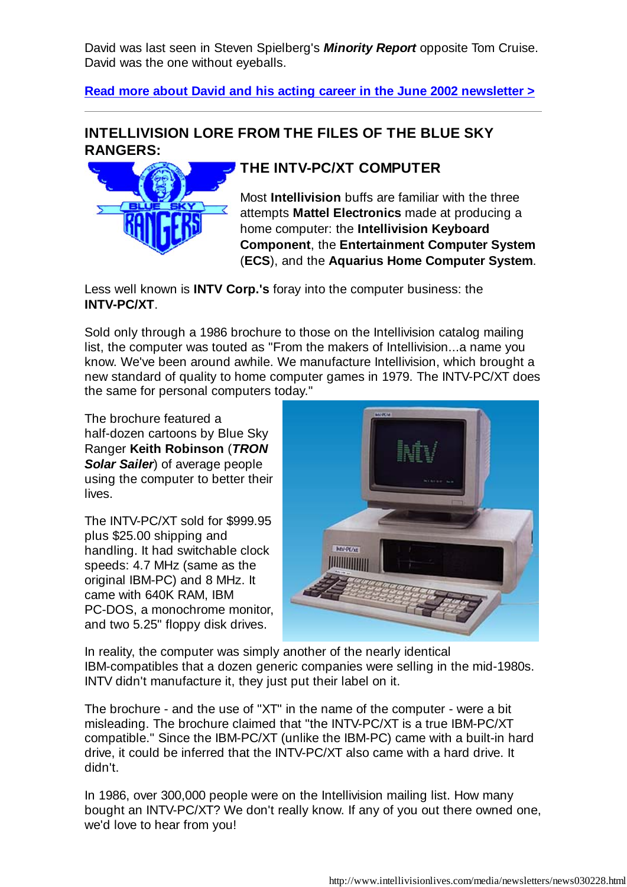David was last seen in Steven Spielberg's ***Minority Report*** opposite Tom Cruise. David was the one without eyeballs.

**Read more about David and his acting career in the June 2002 newsletter >**

---

## INTELLIVISION LORE FROM THE FILES OF THE BLUE SKY RANGERS:

### THE INTV-PC/XT COMPUTER

Most **Intellivision** buffs are familiar with the three attempts **Mattel Electronics** made at producing a home computer: the **Intellivision Keyboard Component**, the **Entertainment Computer System** (**ECS**), and the **Aquarius Home Computer System**.

Less well known is **INTV Corp.'s** foray into the computer business: the **INTV-PC/XT**.

Sold only through a 1986 brochure to those on the Intellivision catalog mailing list, the computer was touted as "From the makers of Intellivision...a name you know. We've been around awhile. We manufacture Intellivision, which brought a new standard of quality to home computer games in 1979. The INTV-PC/XT does the same for personal computers today."

The brochure featured a half-dozen cartoons by Blue Sky Ranger **Keith Robinson** (***TRON Solar Sailer***) of average people using the computer to better their lives.

The INTV-PC/XT sold for $999.95 plus $25.00 shipping and handling. It had switchable clock speeds: 4.7 MHz (same as the original IBM-PC) and 8 MHz. It came with 640K RAM, IBM PC-DOS, a monochrome monitor, and two 5.25" floppy disk drives.

In reality, the computer was simply another of the nearly identical IBM-compatibles that a dozen generic companies were selling in the mid-1980s. INTV didn't manufacture it, they just put their label on it.

The brochure - and the use of "XT" in the name of the computer - were a bit misleading. The brochure claimed that "the INTV-PC/XT is a true IBM-PC/XT compatible." Since the IBM-PC/XT (unlike the IBM-PC) came with a built-in hard drive, it could be inferred that the INTV-PC/XT also came with a hard drive. It didn't.

In 1986, over 300,000 people were on the Intellivision mailing list. How many bought an INTV-PC/XT? We don't really know. If any of you out there owned one, we'd love to hear from you!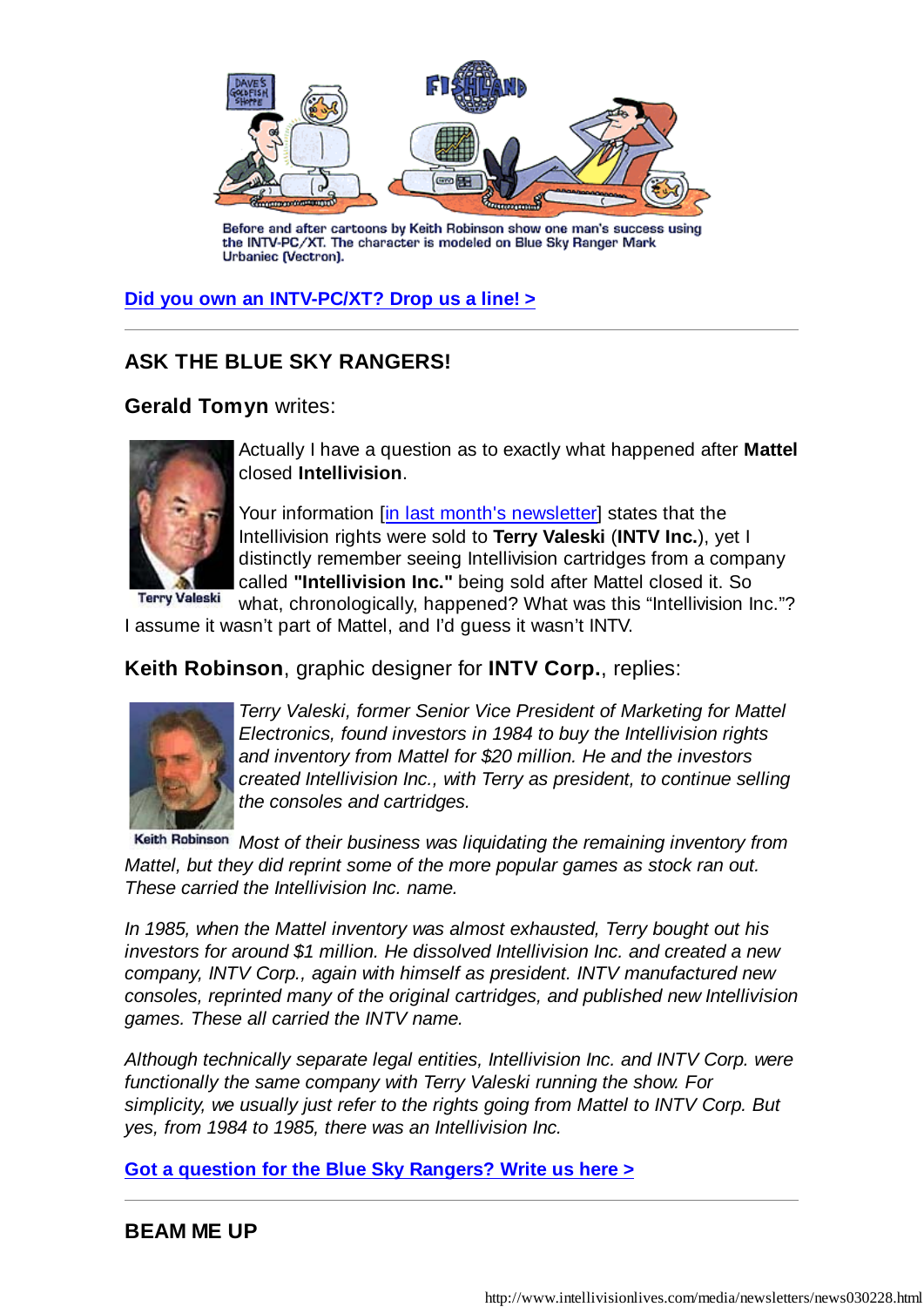Before and after cartoons by Keith Robinson show one man's success using the INTV-PC/XT. The character is modeled on Blue Sky Ranger Mark Urbaniec (Vectron).

[Did you own an INTV-PC/XT? Drop us a line! >]

---

## ASK THE BLUE SKY RANGERS!

### **Gerald Tomyn** writes:

Terry Valeski

Actually I have a question as to exactly what happened after **Mattel** closed **Intellivision**.

Your information [in last month's newsletter] states that the Intellivision rights were sold to **Terry Valeski** (**INTV Inc.**), yet I distinctly remember seeing Intellivision cartridges from a company called **"Intellivision Inc."** being sold after Mattel closed it. So what, chronologically, happened? What was this "Intellivision Inc."? I assume it wasn't part of Mattel, and I'd guess it wasn't INTV.

### **Keith Robinson**, graphic designer for **INTV Corp.**, replies:

Keith Robinson

*Terry Valeski, former Senior Vice President of Marketing for Mattel Electronics, found investors in 1984 to buy the Intellivision rights and inventory from Mattel for $20 million. He and the investors created Intellivision Inc., with Terry as president, to continue selling the consoles and cartridges.*

*Most of their business was liquidating the remaining inventory from Mattel, but they did reprint some of the more popular games as stock ran out. These carried the Intellivision Inc. name.*

*In 1985, when the Mattel inventory was almost exhausted, Terry bought out his investors for around $1 million. He dissolved Intellivision Inc. and created a new company, INTV Corp., again with himself as president. INTV manufactured new consoles, reprinted many of the original cartridges, and published new Intellivision games. These all carried the INTV name.*

*Although technically separate legal entities, Intellivision Inc. and INTV Corp. were functionally the same company with Terry Valeski running the show. For simplicity, we usually just refer to the rights going from Mattel to INTV Corp. But yes, from 1984 to 1985, there was an Intellivision Inc.*

[Got a question for the Blue Sky Rangers? Write us here >]

---

## BEAM ME UP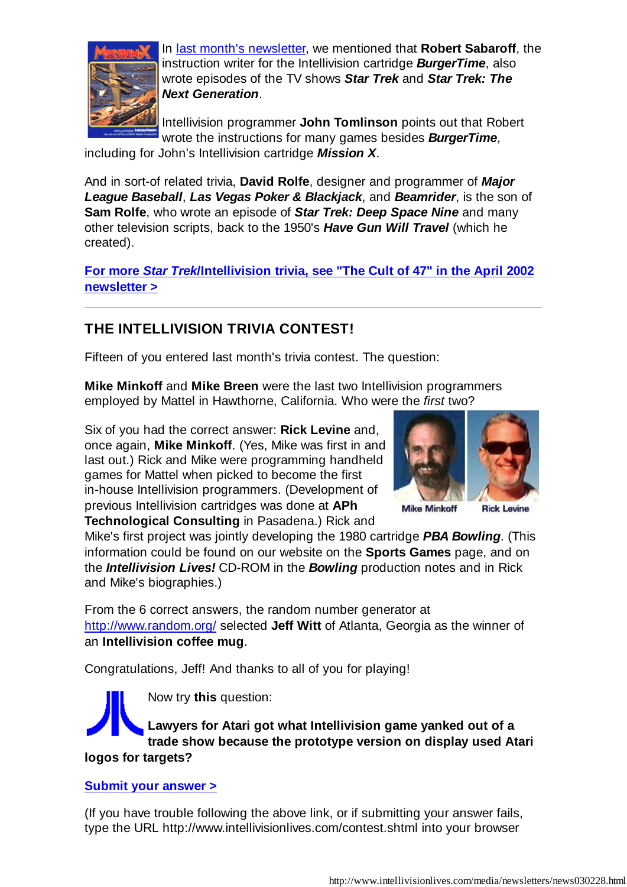In [last month's newsletter](), we mentioned that **Robert Sabaroff**, the instruction writer for the Intellivision cartridge ***BurgerTime***, also wrote episodes of the TV shows ***Star Trek*** and ***Star Trek: The Next Generation***.

Intellivision programmer **John Tomlinson** points out that Robert wrote the instructions for many games besides ***BurgerTime***, including for John's Intellivision cartridge ***Mission X***.

And in sort-of related trivia, **David Rolfe**, designer and programmer of ***Major League Baseball***, ***Las Vegas Poker & Blackjack***, and ***Beamrider***, is the son of **Sam Rolfe**, who wrote an episode of ***Star Trek: Deep Space Nine*** and many other television scripts, back to the 1950's ***Have Gun Will Travel*** (which he created).

**[For more *Star Trek*/Intellivision trivia, see "The Cult of 47" in the April 2002 newsletter >]()**

---

## THE INTELLIVISION TRIVIA CONTEST!

Fifteen of you entered last month's trivia contest. The question:

**Mike Minkoff** and **Mike Breen** were the last two Intellivision programmers employed by Mattel in Hawthorne, California. Who were the *first* two?

Six of you had the correct answer: **Rick Levine** and, once again, **Mike Minkoff**. (Yes, Mike was first in and last out.) Rick and Mike were programming handheld games for Mattel when picked to become the first in-house Intellivision programmers. (Development of previous Intellivision cartridges was done at **APh Technological Consulting** in Pasadena.) Rick and Mike's first project was jointly developing the 1980 cartridge ***PBA Bowling***. (This information could be found on our website on the **Sports Games** page, and on the ***Intellivision Lives!*** CD-ROM in the ***Bowling*** production notes and in Rick and Mike's biographies.)

Mike Minkoff Rick Levine

From the 6 correct answers, the random number generator at [http://www.random.org/](http://www.random.org/) selected **Jeff Witt** of Atlanta, Georgia as the winner of an **Intellivision coffee mug**.

Congratulations, Jeff! And thanks to all of you for playing!

Now try **this** question:

**Lawyers for Atari got what Intellivision game yanked out of a trade show because the prototype version on display used Atari logos for targets?**

**[Submit your answer >]()**

(If you have trouble following the above link, or if submitting your answer fails, type the URL http://www.intellivisionlives.com/contest.shtml into your browser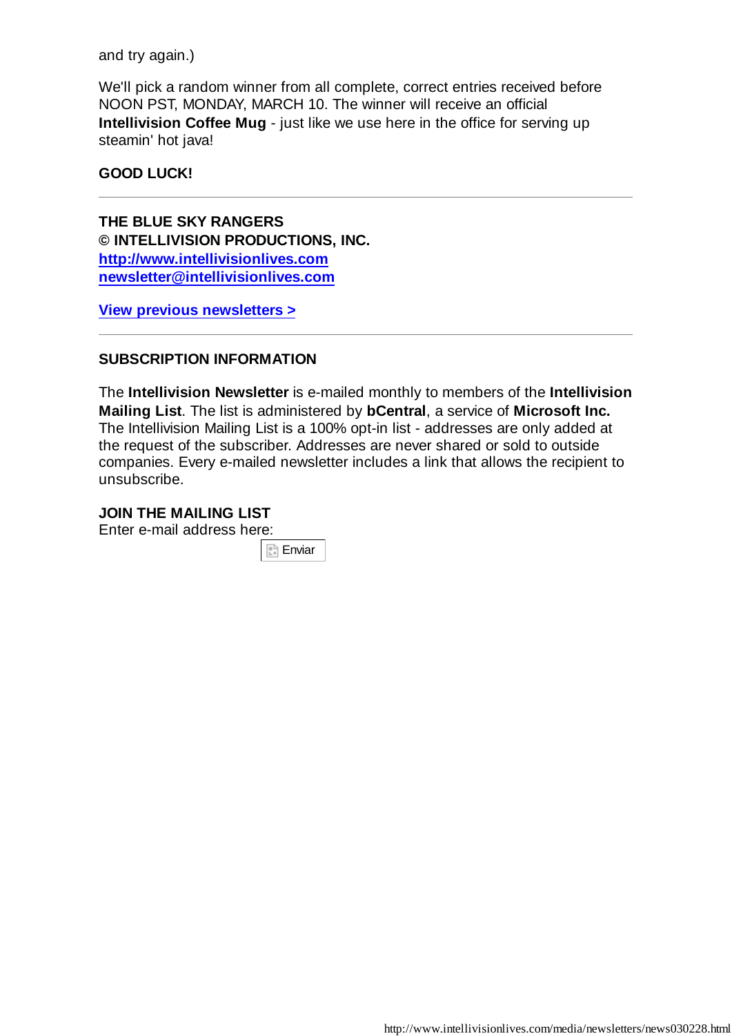and try again.)

We'll pick a random winner from all complete, correct entries received before NOON PST, MONDAY, MARCH 10. The winner will receive an official **Intellivision Coffee Mug** - just like we use here in the office for serving up steamin' hot java!

**GOOD LUCK!**

---

**THE BLUE SKY RANGERS**
**© INTELLIVISION PRODUCTIONS, INC.**
**[http://www.intellivisionlives.com](http://www.intellivisionlives.com)**
**[newsletter@intellivisionlives.com](mailto:newsletter@intellivisionlives.com)**

**View previous newsletters >**

---

**SUBSCRIPTION INFORMATION**

The **Intellivision Newsletter** is e-mailed monthly to members of the **Intellivision Mailing List**. The list is administered by **bCentral**, a service of **Microsoft Inc.** The Intellivision Mailing List is a 100% opt-in list - addresses are only added at the request of the subscriber. Addresses are never shared or sold to outside companies. Every e-mailed newsletter includes a link that allows the recipient to unsubscribe.

**JOIN THE MAILING LIST**
Enter e-mail address here:

Enviar